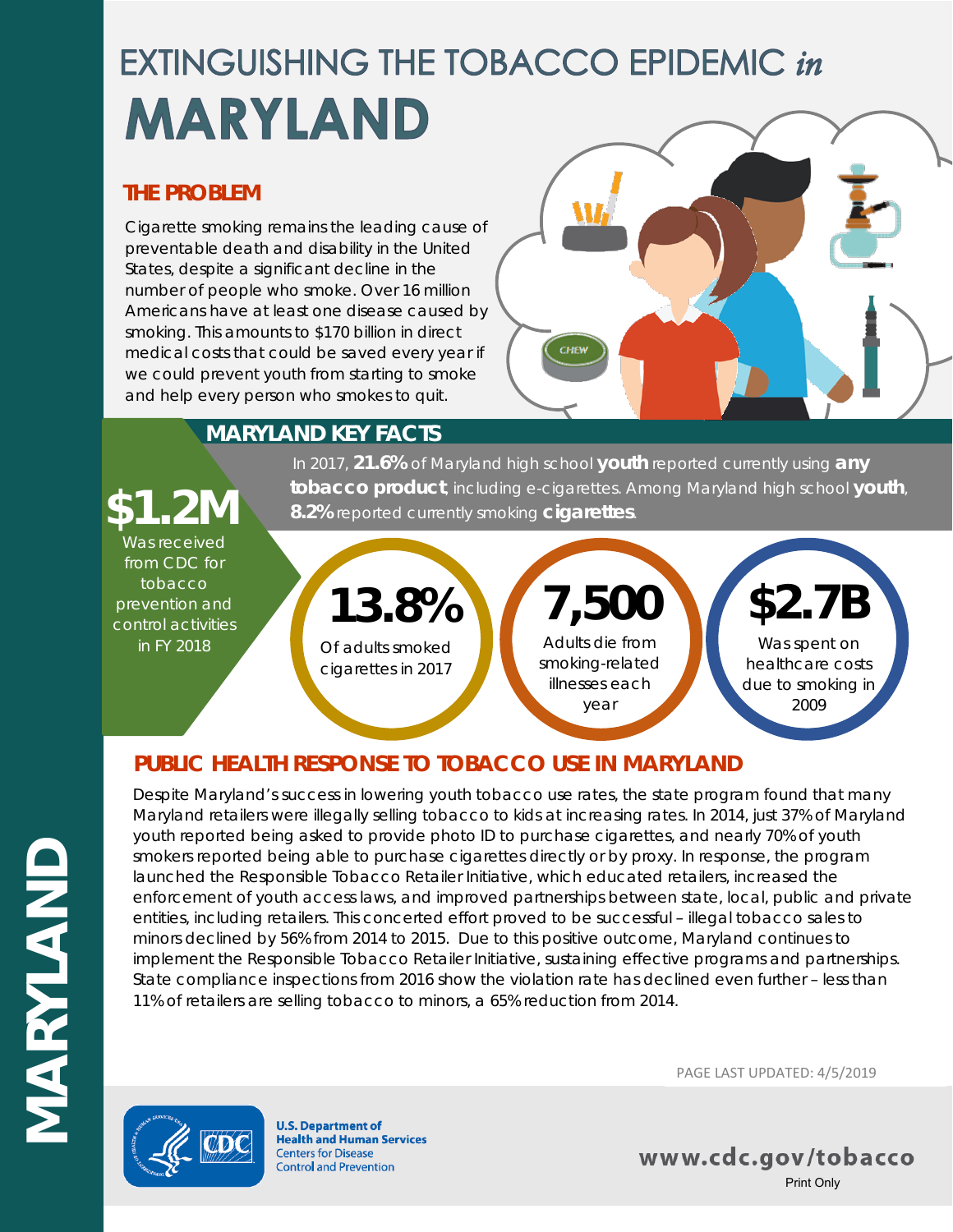# EXTINGUISHING THE TOBACCO EPIDEMIC *in* MARYLAND

## THE PROBLEM

Cigarette smoking remains the leading cause of preventable death and disability in the United States, despite a significant decline in the number of people who smoke. Over 16 million Americans have at least one disease caused by smoking. This amounts to $170 billion in direct medical costs that could be saved every year if we could prevent youth from starting to smoke and help every person who smokes to quit.

## MARYLAND KEY FACTS

**$1.2M** Was received from CDC for tobacco prevention and control activities in FY 2018

In 2017, **21.6%** of Maryland high school **youth** reported currently using **any tobacco product**, including e-cigarettes. Among Maryland high school **youth**, **8.2%** reported currently smoking **cigarettes**.

**13.8%** Of adults smoked cigarettes in 2017

**7,500** Adults die from smoking-related illnesses each year

**$2.7B** Was spent on healthcare costs due to smoking in 2009

## PUBLIC HEALTH RESPONSE TO TOBACCO USE IN MARYLAND

Despite Maryland's success in lowering youth tobacco use rates, the state program found that many Maryland retailers were illegally selling tobacco to kids at increasing rates. In 2014, just 37% of Maryland youth reported being asked to provide photo ID to purchase cigarettes, and nearly 70% of youth smokers reported being able to purchase cigarettes directly or by proxy. In response, the program launched the Responsible Tobacco Retailer Initiative, which educated retailers, increased the enforcement of youth access laws, and improved partnerships between state, local, public and private entities, including retailers. This concerted effort proved to be successful – illegal tobacco sales to minors declined by 56% from 2014 to 2015. Due to this positive outcome, Maryland continues to implement the Responsible Tobacco Retailer Initiative, sustaining effective programs and partnerships. State compliance inspections from 2016 show the violation rate has declined even further – less than 11% of retailers are selling tobacco to minors, a 65% reduction from 2014.

PAGE LAST UPDATED: 4/5/2019

U.S. Department of Health and Human Services
Centers for Disease Control and Prevention

www.cdc.gov/tobacco

Print Only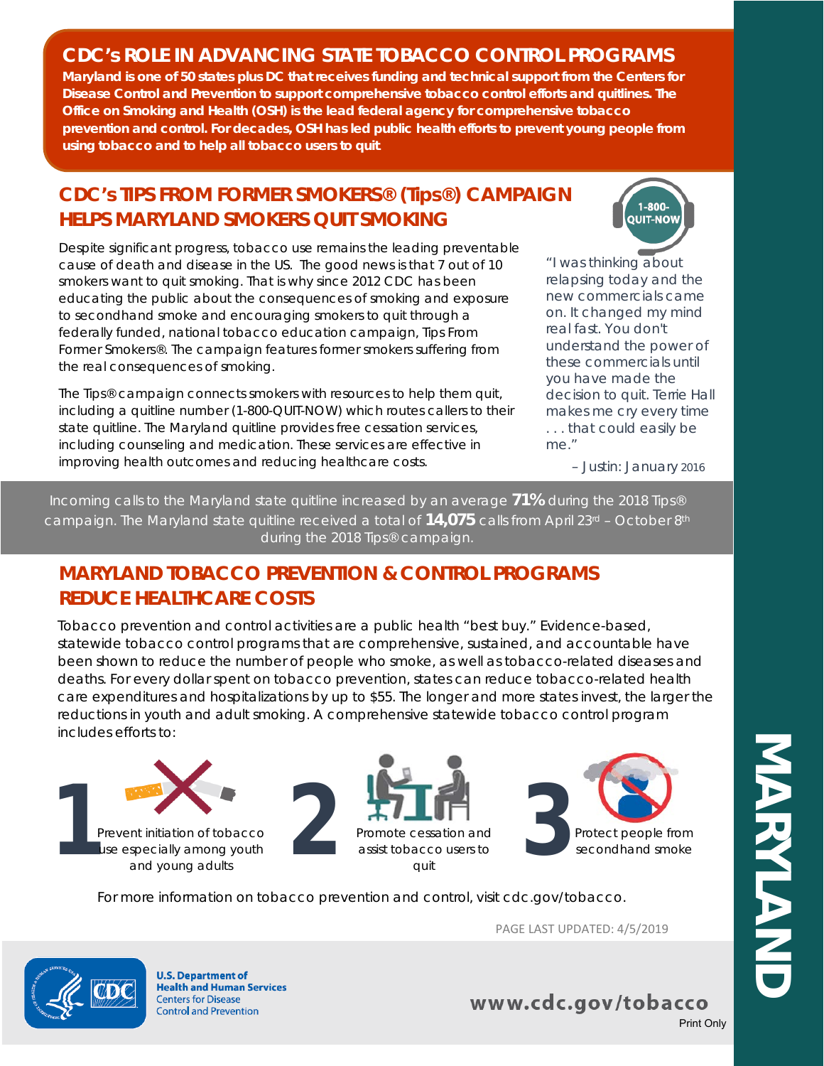## CDC's ROLE IN ADVANCING STATE TOBACCO CONTROL PROGRAMS

**Maryland is one of 50 states plus DC that receives funding and technical support from the Centers for Disease Control and Prevention to support comprehensive tobacco control efforts and quitlines. The Office on Smoking and Health (OSH) is the lead federal agency for comprehensive tobacco prevention and control. For decades, OSH has led public health efforts to prevent young people from using tobacco and to help all tobacco users to quit.**

## CDC's TIPS FROM FORMER SMOKERS® (Tips®) CAMPAIGN HELPS MARYLAND SMOKERS QUIT SMOKING

Despite significant progress, tobacco use remains the leading preventable cause of death and disease in the US. The good news is that 7 out of 10 smokers want to quit smoking. That is why since 2012 CDC has been educating the public about the consequences of smoking and exposure to secondhand smoke and encouraging smokers to quit through a federally funded, national tobacco education campaign, Tips From Former Smokers®. The campaign features former smokers suffering from the real consequences of smoking.

The Tips® campaign connects smokers with resources to help them quit, including a quitline number (1-800-QUIT-NOW) which routes callers to their state quitline. The Maryland quitline provides free cessation services, including counseling and medication. These services are effective in improving health outcomes and reducing healthcare costs.

1-800-QUIT-NOW

"I was thinking about relapsing today and the new commercials came on. It changed my mind real fast. You don't understand the power of these commercials until you have made the decision to quit. Terrie Hall makes me cry every time . . . that could easily be me."

– Justin: January 2016

Incoming calls to the Maryland state quitline increased by an average **71%** during the 2018 Tips® campaign. The Maryland state quitline received a total of **14,075** calls from April 23rd – October 8th during the 2018 Tips® campaign.

## MARYLAND TOBACCO PREVENTION & CONTROL PROGRAMS REDUCE HEALTHCARE COSTS

Tobacco prevention and control activities are a public health "best buy." Evidence-based, statewide tobacco control programs that are comprehensive, sustained, and accountable have been shown to reduce the number of people who smoke, as well as tobacco-related diseases and deaths. For every dollar spent on tobacco prevention, states can reduce tobacco-related health care expenditures and hospitalizations by up to $55. The longer and more states invest, the larger the reductions in youth and adult smoking. A comprehensive statewide tobacco control program includes efforts to:

1. Prevent initiation of tobacco use especially among youth and young adults
2. Promote cessation and assist tobacco users to quit
3. Protect people from secondhand smoke

For more information on tobacco prevention and control, visit cdc.gov/tobacco.

PAGE LAST UPDATED: 4/5/2019

U.S. Department of Health and Human Services
Centers for Disease Control and Prevention

www.cdc.gov/tobacco

Print Only

MARYLAND